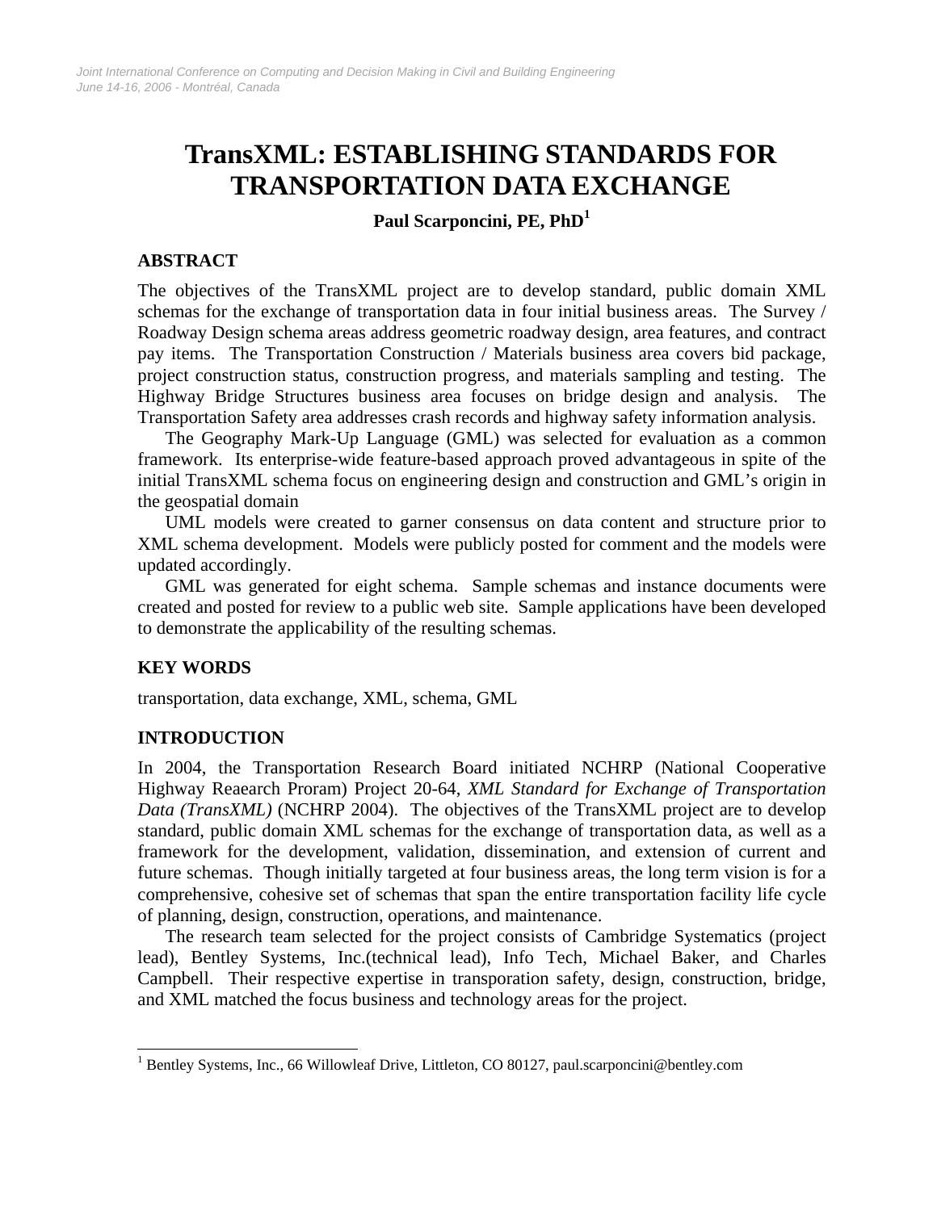# TransXML: ESTABLISHING STANDARDS FOR TRANSPORTATION DATA EXCHANGE

**Paul Scarponcini, PE, PhD[1]**

## ABSTRACT

The objectives of the TransXML project are to develop standard, public domain XML schemas for the exchange of transportation data in four initial business areas. The Survey / Roadway Design schema areas address geometric roadway design, area features, and contract pay items. The Transportation Construction / Materials business area covers bid package, project construction status, construction progress, and materials sampling and testing. The Highway Bridge Structures business area focuses on bridge design and analysis. The Transportation Safety area addresses crash records and highway safety information analysis.

The Geography Mark-Up Language (GML) was selected for evaluation as a common framework. Its enterprise-wide feature-based approach proved advantageous in spite of the initial TransXML schema focus on engineering design and construction and GML's origin in the geospatial domain

UML models were created to garner consensus on data content and structure prior to XML schema development. Models were publicly posted for comment and the models were updated accordingly.

GML was generated for eight schema. Sample schemas and instance documents were created and posted for review to a public web site. Sample applications have been developed to demonstrate the applicability of the resulting schemas.

## KEY WORDS

transportation, data exchange, XML, schema, GML

## INTRODUCTION

In 2004, the Transportation Research Board initiated NCHRP (National Cooperative Highway Reaearch Proram) Project 20-64, *XML Standard for Exchange of Transportation Data (TransXML)* (NCHRP 2004). The objectives of the TransXML project are to develop standard, public domain XML schemas for the exchange of transportation data, as well as a framework for the development, validation, dissemination, and extension of current and future schemas. Though initially targeted at four business areas, the long term vision is for a comprehensive, cohesive set of schemas that span the entire transportation facility life cycle of planning, design, construction, operations, and maintenance.

The research team selected for the project consists of Cambridge Systematics (project lead), Bentley Systems, Inc.(technical lead), Info Tech, Michael Baker, and Charles Campbell. Their respective expertise in transporation safety, design, construction, bridge, and XML matched the focus business and technology areas for the project.

---

[1] Bentley Systems, Inc., 66 Willowleaf Drive, Littleton, CO 80127, paul.scarponcini@bentley.com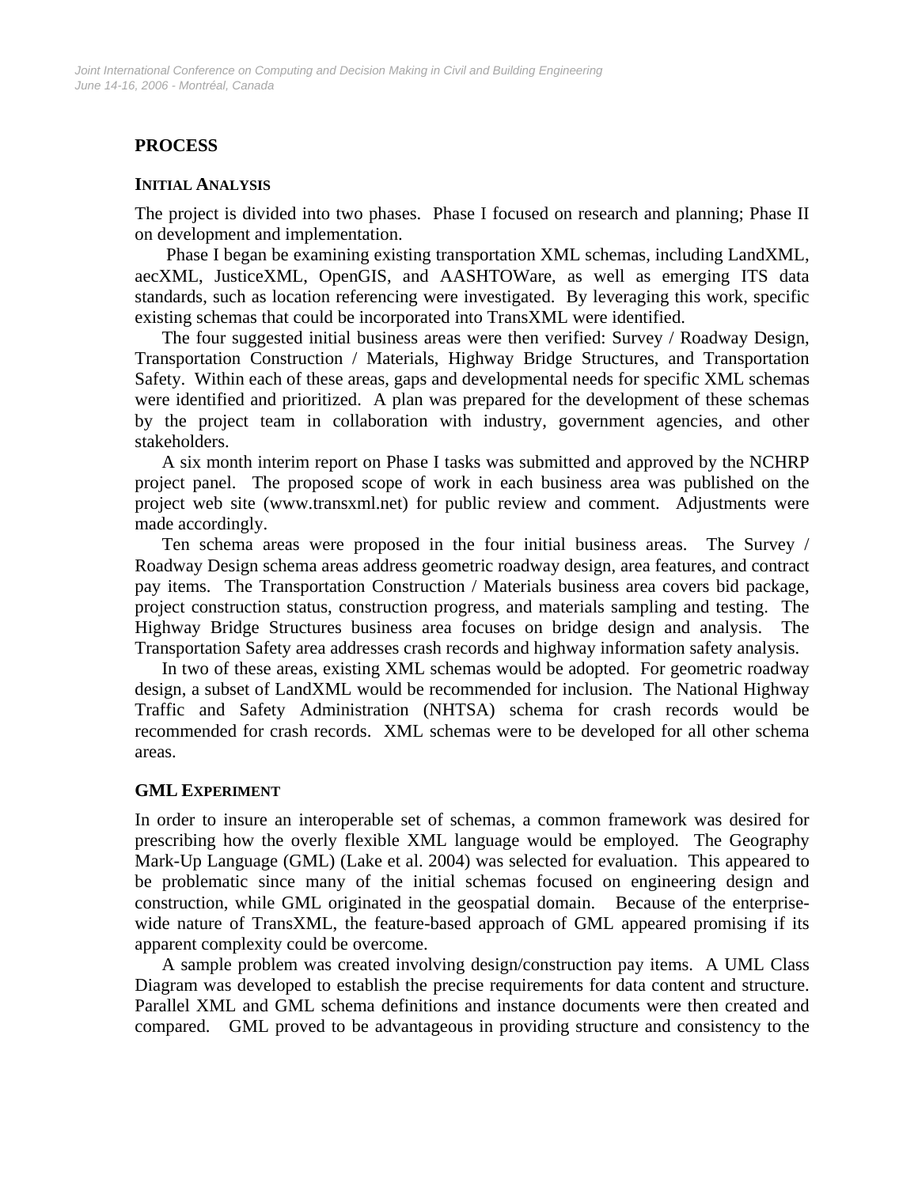## PROCESS

### INITIAL ANALYSIS

The project is divided into two phases. Phase I focused on research and planning; Phase II on development and implementation.

Phase I began be examining existing transportation XML schemas, including LandXML, aecXML, JusticeXML, OpenGIS, and AASHTOWare, as well as emerging ITS data standards, such as location referencing were investigated. By leveraging this work, specific existing schemas that could be incorporated into TransXML were identified.

The four suggested initial business areas were then verified: Survey / Roadway Design, Transportation Construction / Materials, Highway Bridge Structures, and Transportation Safety. Within each of these areas, gaps and developmental needs for specific XML schemas were identified and prioritized. A plan was prepared for the development of these schemas by the project team in collaboration with industry, government agencies, and other stakeholders.

A six month interim report on Phase I tasks was submitted and approved by the NCHRP project panel. The proposed scope of work in each business area was published on the project web site (www.transxml.net) for public review and comment. Adjustments were made accordingly.

Ten schema areas were proposed in the four initial business areas. The Survey / Roadway Design schema areas address geometric roadway design, area features, and contract pay items. The Transportation Construction / Materials business area covers bid package, project construction status, construction progress, and materials sampling and testing. The Highway Bridge Structures business area focuses on bridge design and analysis. The Transportation Safety area addresses crash records and highway information safety analysis.

In two of these areas, existing XML schemas would be adopted. For geometric roadway design, a subset of LandXML would be recommended for inclusion. The National Highway Traffic and Safety Administration (NHTSA) schema for crash records would be recommended for crash records. XML schemas were to be developed for all other schema areas.

### GML EXPERIMENT

In order to insure an interoperable set of schemas, a common framework was desired for prescribing how the overly flexible XML language would be employed. The Geography Mark-Up Language (GML) (Lake et al. 2004) was selected for evaluation. This appeared to be problematic since many of the initial schemas focused on engineering design and construction, while GML originated in the geospatial domain. Because of the enterprise-wide nature of TransXML, the feature-based approach of GML appeared promising if its apparent complexity could be overcome.

A sample problem was created involving design/construction pay items. A UML Class Diagram was developed to establish the precise requirements for data content and structure. Parallel XML and GML schema definitions and instance documents were then created and compared. GML proved to be advantageous in providing structure and consistency to the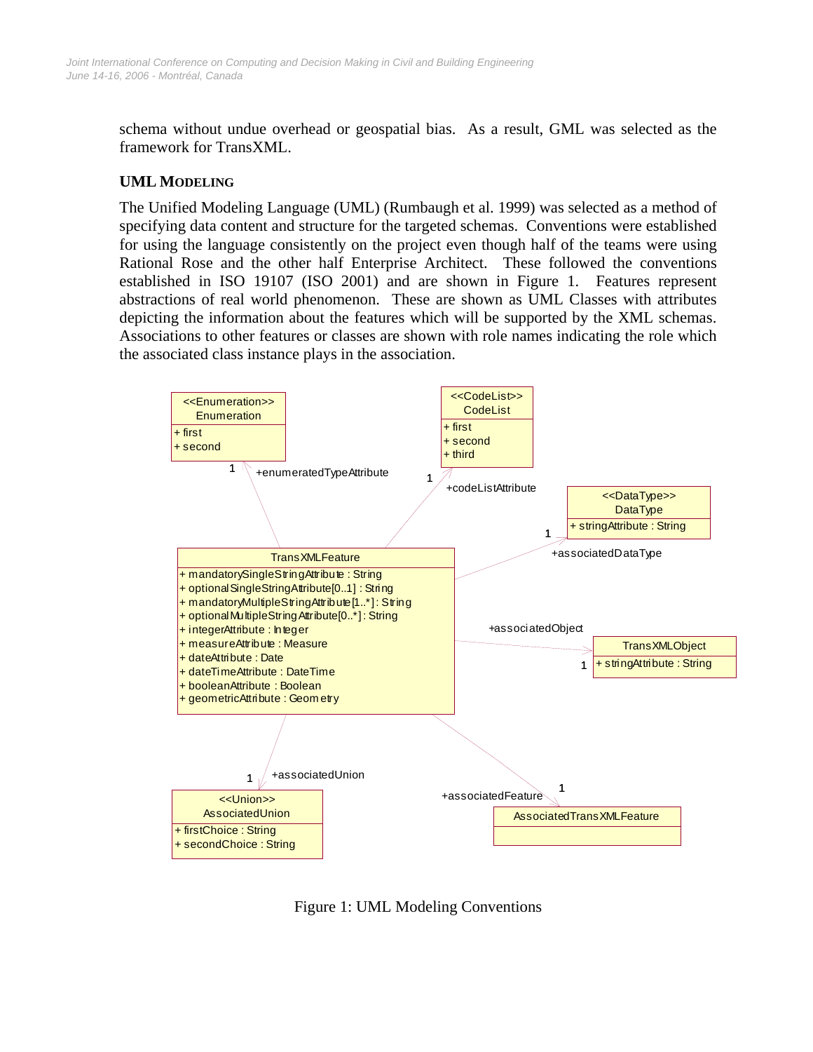schema without undue overhead or geospatial bias. As a result, GML was selected as the framework for TransXML.

## UML MODELING

The Unified Modeling Language (UML) (Rumbaugh et al. 1999) was selected as a method of specifying data content and structure for the targeted schemas. Conventions were established for using the language consistently on the project even though half of the teams were using Rational Rose and the other half Enterprise Architect. These followed the conventions established in ISO 19107 (ISO 2001) and are shown in Figure 1. Features represent abstractions of real world phenomenon. These are shown as UML Classes with attributes depicting the information about the features which will be supported by the XML schemas. Associations to other features or classes are shown with role names indicating the role which the associated class instance plays in the association.

Figure 1: UML Modeling Conventions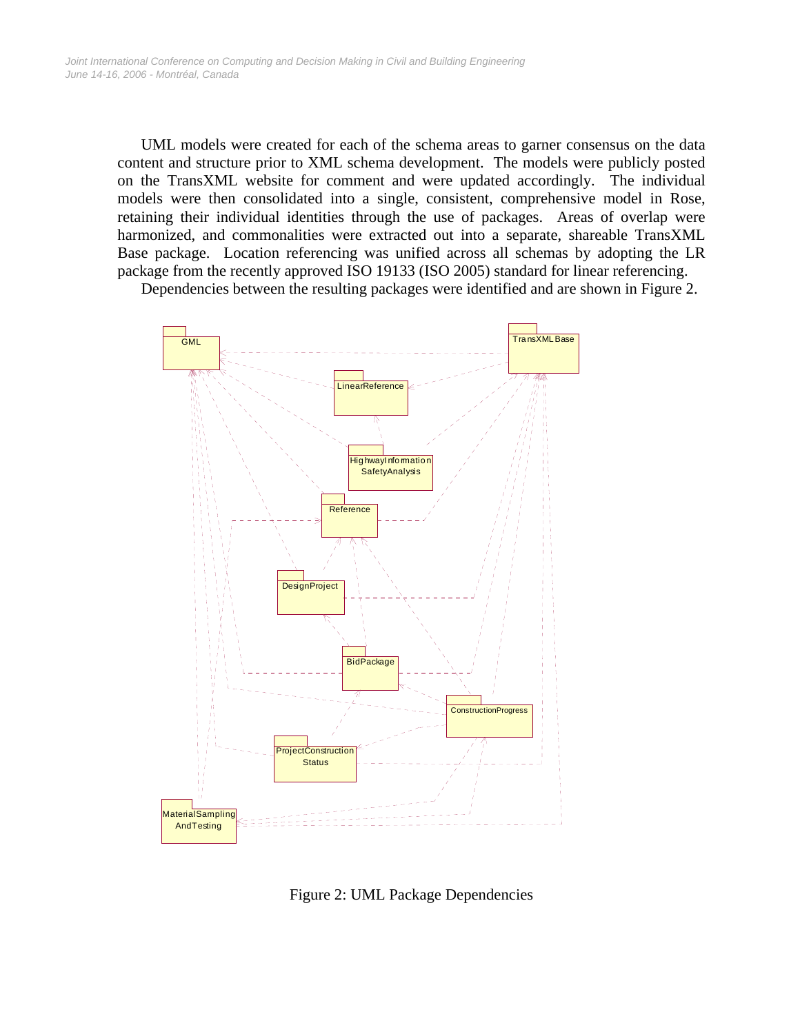UML models were created for each of the schema areas to garner consensus on the data content and structure prior to XML schema development. The models were publicly posted on the TransXML website for comment and were updated accordingly. The individual models were then consolidated into a single, consistent, comprehensive model in Rose, retaining their individual identities through the use of packages. Areas of overlap were harmonized, and commonalities were extracted out into a separate, shareable TransXML Base package. Location referencing was unified across all schemas by adopting the LR package from the recently approved ISO 19133 (ISO 2005) standard for linear referencing.

Dependencies between the resulting packages were identified and are shown in Figure 2.

Figure 2: UML Package Dependencies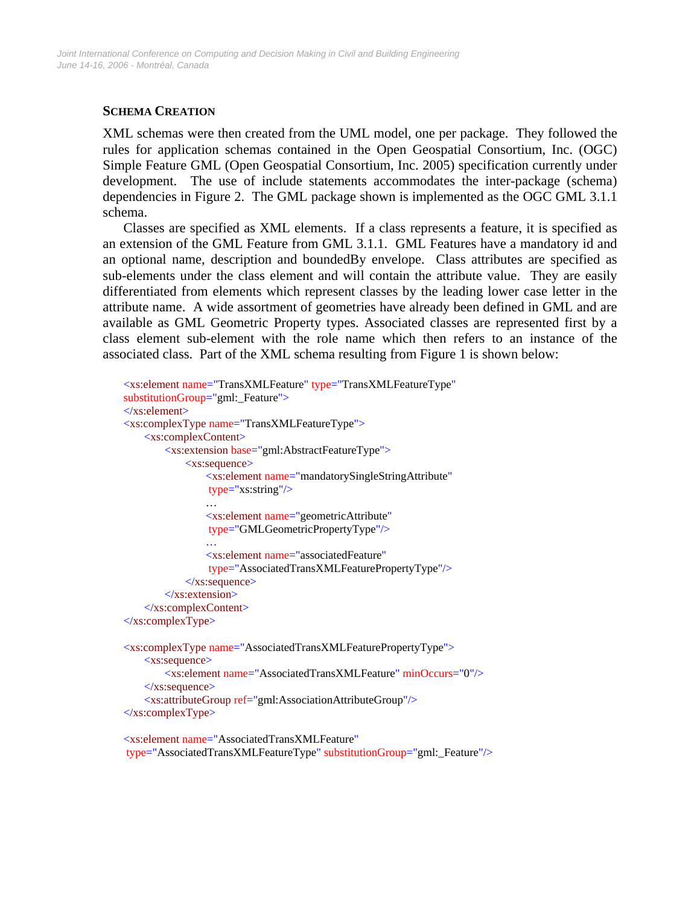### SCHEMA CREATION

XML schemas were then created from the UML model, one per package. They followed the rules for application schemas contained in the Open Geospatial Consortium, Inc. (OGC) Simple Feature GML (Open Geospatial Consortium, Inc. 2005) specification currently under development. The use of include statements accommodates the inter-package (schema) dependencies in Figure 2. The GML package shown is implemented as the OGC GML 3.1.1 schema.

Classes are specified as XML elements. If a class represents a feature, it is specified as an extension of the GML Feature from GML 3.1.1. GML Features have a mandatory id and an optional name, description and boundedBy envelope. Class attributes are specified as sub-elements under the class element and will contain the attribute value. They are easily differentiated from elements which represent classes by the leading lower case letter in the attribute name. A wide assortment of geometries have already been defined in GML and are available as GML Geometric Property types. Associated classes are represented first by a class element sub-element with the role name which then refers to an instance of the associated class. Part of the XML schema resulting from Figure 1 is shown below:

```
<xs:element name="TransXMLFeature" type="TransXMLFeatureType"
substitutionGroup="gml:_Feature">
</xs:element>
<xs:complexType name="TransXMLFeatureType">
      <xs:complexContent>
            <xs:extension base="gml:AbstractFeatureType">
                  <xs:sequence>
                        <xs:element name="mandatorySingleStringAttribute"
                         type="xs:string"/>
                        …
                        <xs:element name="geometricAttribute"
                         type="GMLGeometricPropertyType"/>
                        …
                        <xs:element name="associatedFeature"
                         type="AssociatedTransXMLFeaturePropertyType"/>
                  </xs:sequence>
            </xs:extension>
      </xs:complexContent>
</xs:complexType>

<xs:complexType name="AssociatedTransXMLFeaturePropertyType">
      <xs:sequence>
            <xs:element name="AssociatedTransXMLFeature" minOccurs="0"/>
      </xs:sequence>
      <xs:attributeGroup ref="gml:AssociationAttributeGroup"/>
</xs:complexType>

<xs:element name="AssociatedTransXMLFeature"
 type="AssociatedTransXMLFeatureType" substitutionGroup="gml:_Feature"/>
```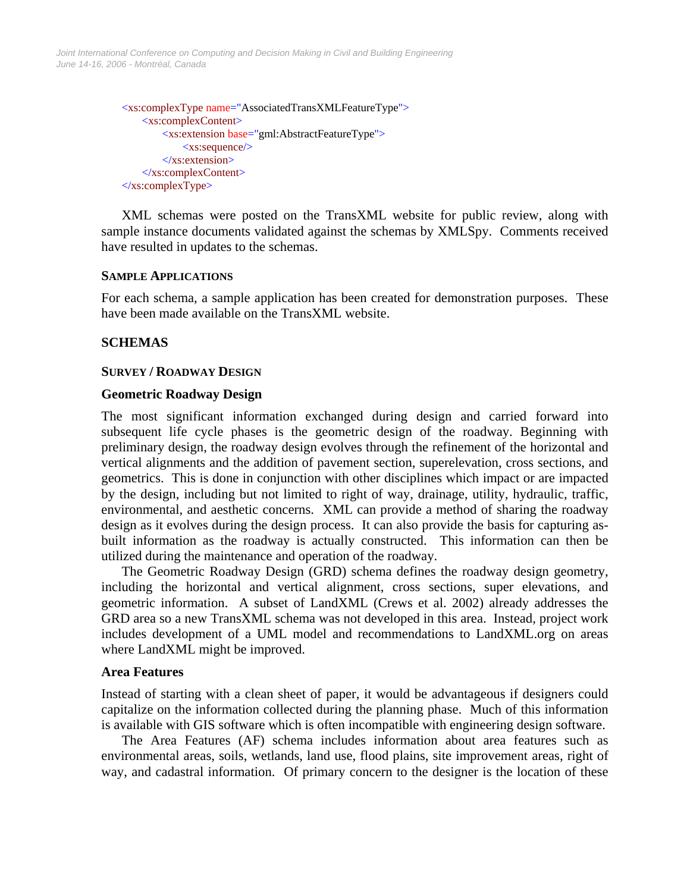```xml
<xs:complexType name="AssociatedTransXMLFeatureType">
    <xs:complexContent>
        <xs:extension base="gml:AbstractFeatureType">
            <xs:sequence/>
        </xs:extension>
    </xs:complexContent>
</xs:complexType>
```

XML schemas were posted on the TransXML website for public review, along with sample instance documents validated against the schemas by XMLSpy. Comments received have resulted in updates to the schemas.

### SAMPLE APPLICATIONS

For each schema, a sample application has been created for demonstration purposes. These have been made available on the TransXML website.

## SCHEMAS

### SURVEY / ROADWAY DESIGN

#### Geometric Roadway Design

The most significant information exchanged during design and carried forward into subsequent life cycle phases is the geometric design of the roadway. Beginning with preliminary design, the roadway design evolves through the refinement of the horizontal and vertical alignments and the addition of pavement section, superelevation, cross sections, and geometrics. This is done in conjunction with other disciplines which impact or are impacted by the design, including but not limited to right of way, drainage, utility, hydraulic, traffic, environmental, and aesthetic concerns. XML can provide a method of sharing the roadway design as it evolves during the design process. It can also provide the basis for capturing as-built information as the roadway is actually constructed. This information can then be utilized during the maintenance and operation of the roadway.

The Geometric Roadway Design (GRD) schema defines the roadway design geometry, including the horizontal and vertical alignment, cross sections, super elevations, and geometric information. A subset of LandXML (Crews et al. 2002) already addresses the GRD area so a new TransXML schema was not developed in this area. Instead, project work includes development of a UML model and recommendations to LandXML.org on areas where LandXML might be improved.

#### Area Features

Instead of starting with a clean sheet of paper, it would be advantageous if designers could capitalize on the information collected during the planning phase. Much of this information is available with GIS software which is often incompatible with engineering design software.

The Area Features (AF) schema includes information about area features such as environmental areas, soils, wetlands, land use, flood plains, site improvement areas, right of way, and cadastral information. Of primary concern to the designer is the location of these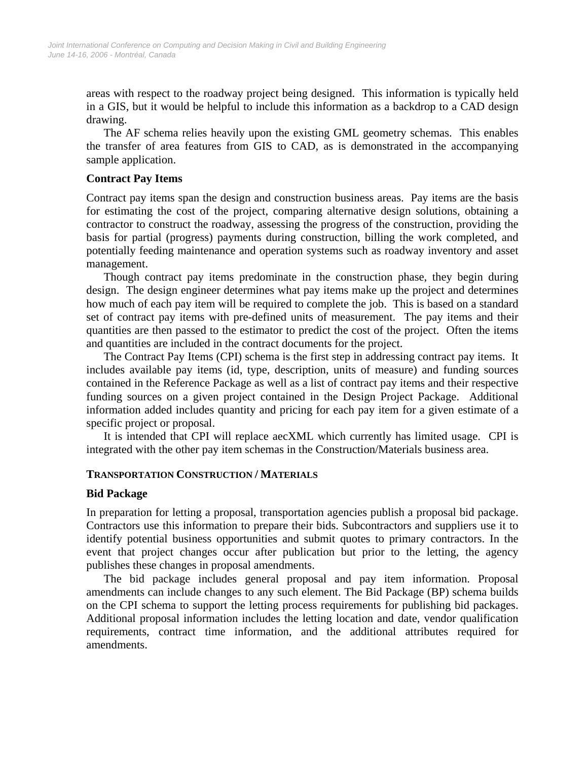areas with respect to the roadway project being designed. This information is typically held in a GIS, but it would be helpful to include this information as a backdrop to a CAD design drawing.

The AF schema relies heavily upon the existing GML geometry schemas. This enables the transfer of area features from GIS to CAD, as is demonstrated in the accompanying sample application.

### Contract Pay Items

Contract pay items span the design and construction business areas. Pay items are the basis for estimating the cost of the project, comparing alternative design solutions, obtaining a contractor to construct the roadway, assessing the progress of the construction, providing the basis for partial (progress) payments during construction, billing the work completed, and potentially feeding maintenance and operation systems such as roadway inventory and asset management.

Though contract pay items predominate in the construction phase, they begin during design. The design engineer determines what pay items make up the project and determines how much of each pay item will be required to complete the job. This is based on a standard set of contract pay items with pre-defined units of measurement. The pay items and their quantities are then passed to the estimator to predict the cost of the project. Often the items and quantities are included in the contract documents for the project.

The Contract Pay Items (CPI) schema is the first step in addressing contract pay items. It includes available pay items (id, type, description, units of measure) and funding sources contained in the Reference Package as well as a list of contract pay items and their respective funding sources on a given project contained in the Design Project Package. Additional information added includes quantity and pricing for each pay item for a given estimate of a specific project or proposal.

It is intended that CPI will replace aecXML which currently has limited usage. CPI is integrated with the other pay item schemas in the Construction/Materials business area.

## TRANSPORTATION CONSTRUCTION / MATERIALS

### Bid Package

In preparation for letting a proposal, transportation agencies publish a proposal bid package. Contractors use this information to prepare their bids. Subcontractors and suppliers use it to identify potential business opportunities and submit quotes to primary contractors. In the event that project changes occur after publication but prior to the letting, the agency publishes these changes in proposal amendments.

The bid package includes general proposal and pay item information. Proposal amendments can include changes to any such element. The Bid Package (BP) schema builds on the CPI schema to support the letting process requirements for publishing bid packages. Additional proposal information includes the letting location and date, vendor qualification requirements, contract time information, and the additional attributes required for amendments.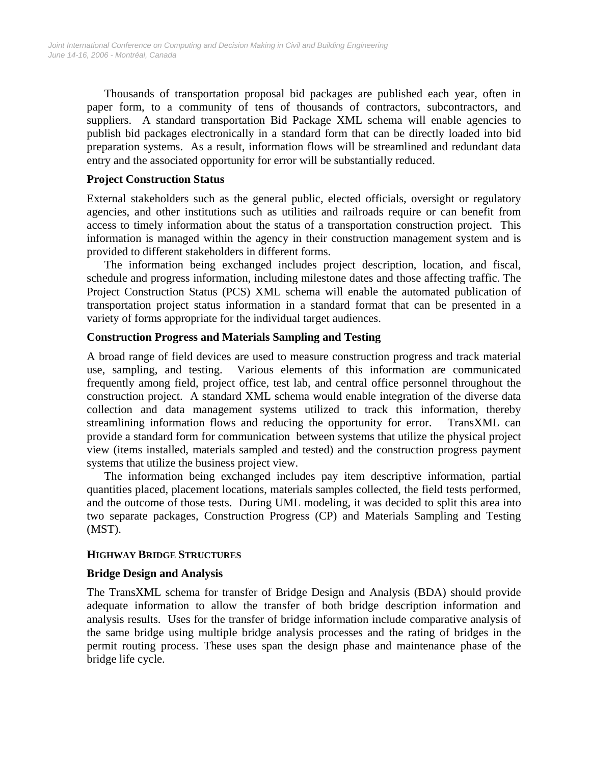Thousands of transportation proposal bid packages are published each year, often in paper form, to a community of tens of thousands of contractors, subcontractors, and suppliers. A standard transportation Bid Package XML schema will enable agencies to publish bid packages electronically in a standard form that can be directly loaded into bid preparation systems. As a result, information flows will be streamlined and redundant data entry and the associated opportunity for error will be substantially reduced.

### Project Construction Status

External stakeholders such as the general public, elected officials, oversight or regulatory agencies, and other institutions such as utilities and railroads require or can benefit from access to timely information about the status of a transportation construction project. This information is managed within the agency in their construction management system and is provided to different stakeholders in different forms.

The information being exchanged includes project description, location, and fiscal, schedule and progress information, including milestone dates and those affecting traffic. The Project Construction Status (PCS) XML schema will enable the automated publication of transportation project status information in a standard format that can be presented in a variety of forms appropriate for the individual target audiences.

### Construction Progress and Materials Sampling and Testing

A broad range of field devices are used to measure construction progress and track material use, sampling, and testing. Various elements of this information are communicated frequently among field, project office, test lab, and central office personnel throughout the construction project. A standard XML schema would enable integration of the diverse data collection and data management systems utilized to track this information, thereby streamlining information flows and reducing the opportunity for error. TransXML can provide a standard form for communication between systems that utilize the physical project view (items installed, materials sampled and tested) and the construction progress payment systems that utilize the business project view.

The information being exchanged includes pay item descriptive information, partial quantities placed, placement locations, materials samples collected, the field tests performed, and the outcome of those tests. During UML modeling, it was decided to split this area into two separate packages, Construction Progress (CP) and Materials Sampling and Testing (MST).

## HIGHWAY BRIDGE STRUCTURES

### Bridge Design and Analysis

The TransXML schema for transfer of Bridge Design and Analysis (BDA) should provide adequate information to allow the transfer of both bridge description information and analysis results. Uses for the transfer of bridge information include comparative analysis of the same bridge using multiple bridge analysis processes and the rating of bridges in the permit routing process. These uses span the design phase and maintenance phase of the bridge life cycle.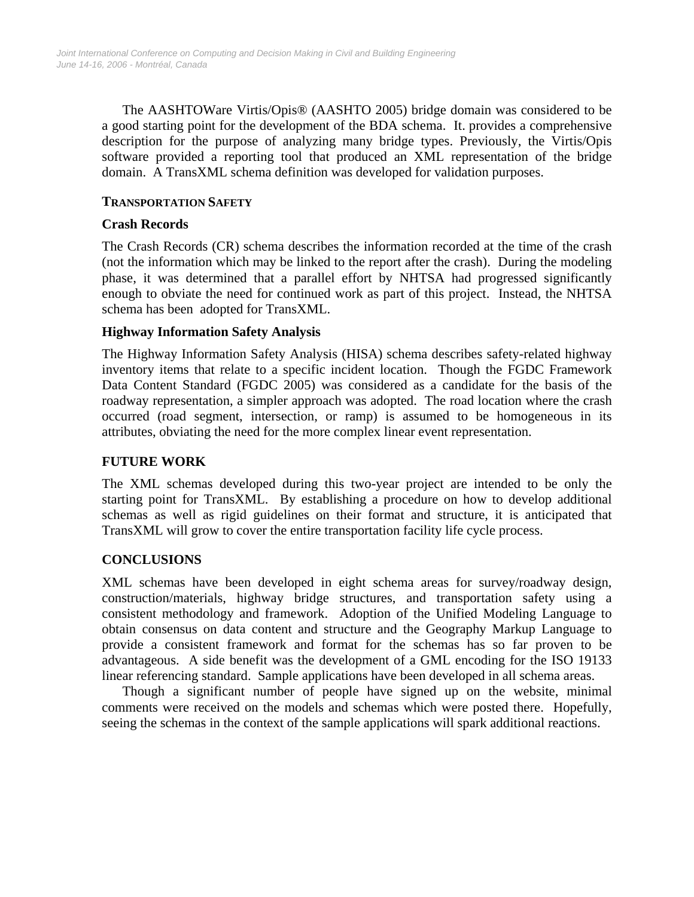The AASHTOWare Virtis/Opis® (AASHTO 2005) bridge domain was considered to be a good starting point for the development of the BDA schema. It. provides a comprehensive description for the purpose of analyzing many bridge types. Previously, the Virtis/Opis software provided a reporting tool that produced an XML representation of the bridge domain. A TransXML schema definition was developed for validation purposes.

## TRANSPORTATION SAFETY

### Crash Records

The Crash Records (CR) schema describes the information recorded at the time of the crash (not the information which may be linked to the report after the crash). During the modeling phase, it was determined that a parallel effort by NHTSA had progressed significantly enough to obviate the need for continued work as part of this project. Instead, the NHTSA schema has been adopted for TransXML.

### Highway Information Safety Analysis

The Highway Information Safety Analysis (HISA) schema describes safety-related highway inventory items that relate to a specific incident location. Though the FGDC Framework Data Content Standard (FGDC 2005) was considered as a candidate for the basis of the roadway representation, a simpler approach was adopted. The road location where the crash occurred (road segment, intersection, or ramp) is assumed to be homogeneous in its attributes, obviating the need for the more complex linear event representation.

## FUTURE WORK

The XML schemas developed during this two-year project are intended to be only the starting point for TransXML. By establishing a procedure on how to develop additional schemas as well as rigid guidelines on their format and structure, it is anticipated that TransXML will grow to cover the entire transportation facility life cycle process.

## CONCLUSIONS

XML schemas have been developed in eight schema areas for survey/roadway design, construction/materials, highway bridge structures, and transportation safety using a consistent methodology and framework. Adoption of the Unified Modeling Language to obtain consensus on data content and structure and the Geography Markup Language to provide a consistent framework and format for the schemas has so far proven to be advantageous. A side benefit was the development of a GML encoding for the ISO 19133 linear referencing standard. Sample applications have been developed in all schema areas.

Though a significant number of people have signed up on the website, minimal comments were received on the models and schemas which were posted there. Hopefully, seeing the schemas in the context of the sample applications will spark additional reactions.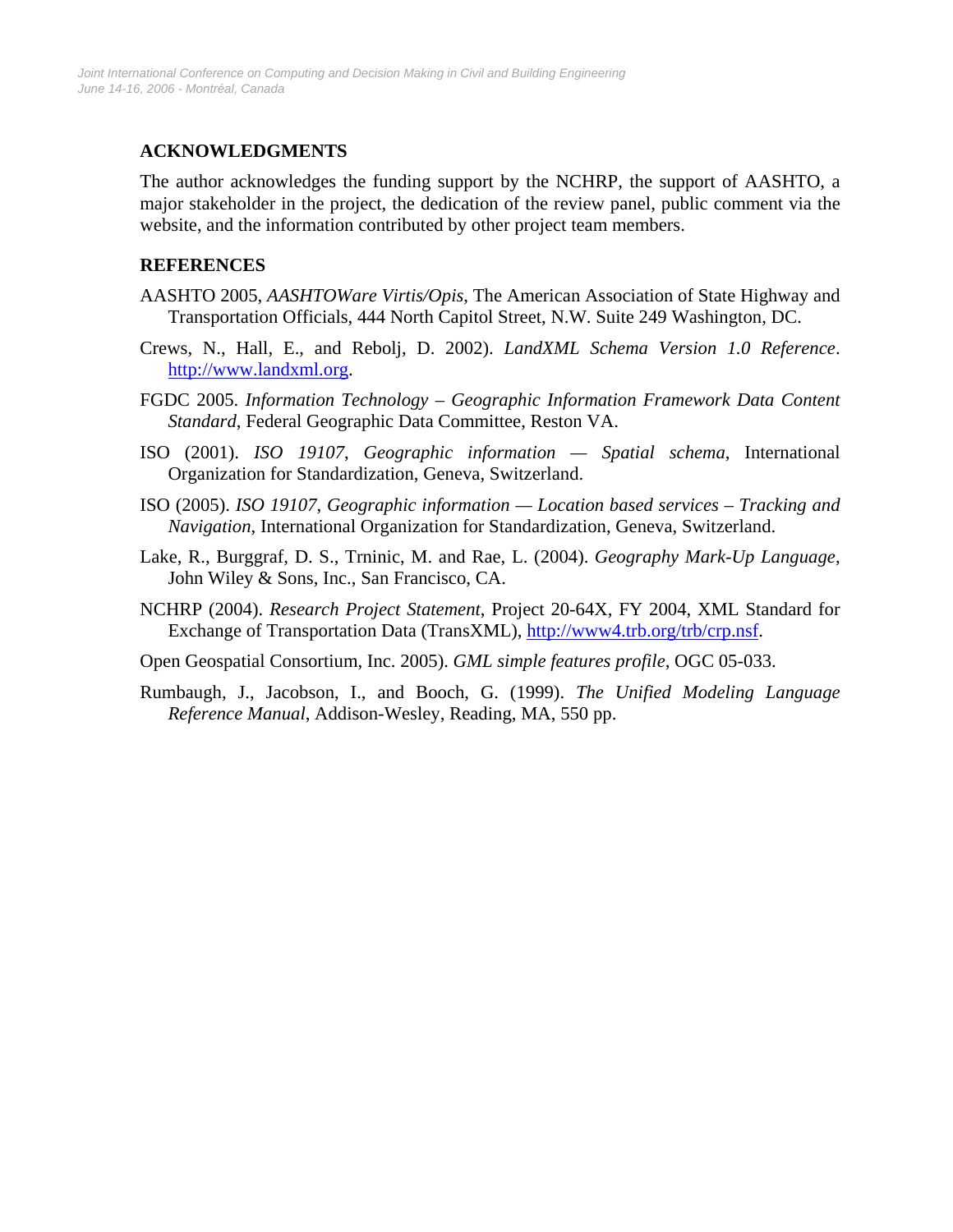## ACKNOWLEDGMENTS

The author acknowledges the funding support by the NCHRP, the support of AASHTO, a major stakeholder in the project, the dedication of the review panel, public comment via the website, and the information contributed by other project team members.

## REFERENCES

AASHTO 2005, *AASHTOWare Virtis/Opis*, The American Association of State Highway and Transportation Officials, 444 North Capitol Street, N.W. Suite 249 Washington, DC.

Crews, N., Hall, E., and Rebolj, D. 2002). *LandXML Schema Version 1.0 Reference*. http://www.landxml.org.

FGDC 2005. *Information Technology – Geographic Information Framework Data Content Standard*, Federal Geographic Data Committee, Reston VA.

ISO (2001). *ISO 19107*, *Geographic information — Spatial schema*, International Organization for Standardization, Geneva, Switzerland.

ISO (2005). *ISO 19107*, *Geographic information — Location based services – Tracking and Navigation*, International Organization for Standardization, Geneva, Switzerland.

Lake, R., Burggraf, D. S., Trninic, M. and Rae, L. (2004). *Geography Mark-Up Language*, John Wiley & Sons, Inc., San Francisco, CA.

NCHRP (2004). *Research Project Statement*, Project 20-64X, FY 2004, XML Standard for Exchange of Transportation Data (TransXML), http://www4.trb.org/trb/crp.nsf.

Open Geospatial Consortium, Inc. 2005). *GML simple features profile*, OGC 05-033.

Rumbaugh, J., Jacobson, I., and Booch, G. (1999). *The Unified Modeling Language Reference Manual*, Addison-Wesley, Reading, MA, 550 pp.